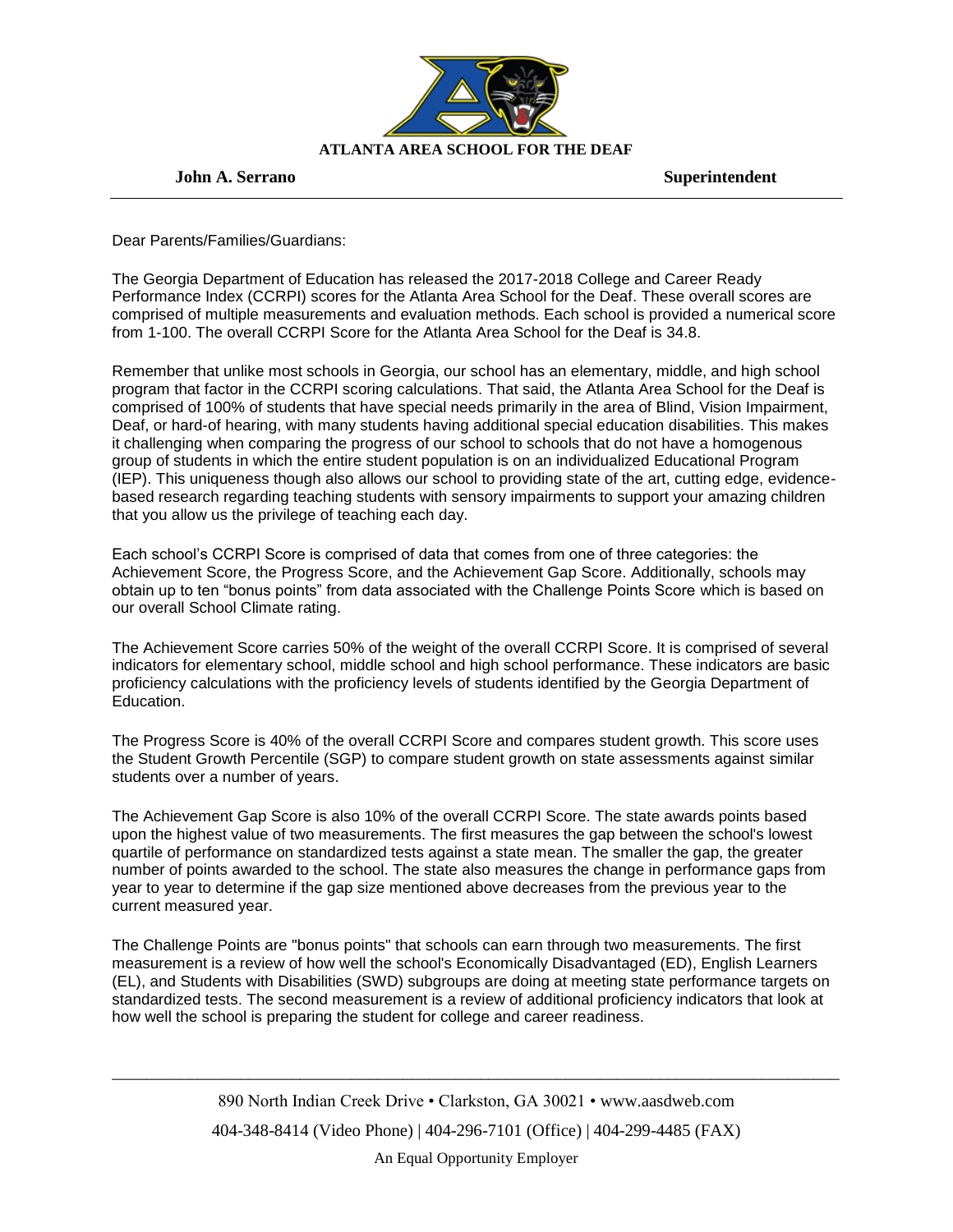**ATLANTA AREA SCHOOL FOR THE DEAF**

**John A. Serrano** **Superintendent**

Dear Parents/Families/Guardians:

The Georgia Department of Education has released the 2017-2018 College and Career Ready Performance Index (CCRPI) scores for the Atlanta Area School for the Deaf. These overall scores are comprised of multiple measurements and evaluation methods. Each school is provided a numerical score from 1-100. The overall CCRPI Score for the Atlanta Area School for the Deaf is 34.8.

Remember that unlike most schools in Georgia, our school has an elementary, middle, and high school program that factor in the CCRPI scoring calculations. That said, the Atlanta Area School for the Deaf is comprised of 100% of students that have special needs primarily in the area of Blind, Vision Impairment, Deaf, or hard-of hearing, with many students having additional special education disabilities. This makes it challenging when comparing the progress of our school to schools that do not have a homogenous group of students in which the entire student population is on an individualized Educational Program (IEP). This uniqueness though also allows our school to providing state of the art, cutting edge, evidence-based research regarding teaching students with sensory impairments to support your amazing children that you allow us the privilege of teaching each day.

Each school's CCRPI Score is comprised of data that comes from one of three categories: the Achievement Score, the Progress Score, and the Achievement Gap Score. Additionally, schools may obtain up to ten "bonus points" from data associated with the Challenge Points Score which is based on our overall School Climate rating.

The Achievement Score carries 50% of the weight of the overall CCRPI Score. It is comprised of several indicators for elementary school, middle school and high school performance. These indicators are basic proficiency calculations with the proficiency levels of students identified by the Georgia Department of Education.

The Progress Score is 40% of the overall CCRPI Score and compares student growth. This score uses the Student Growth Percentile (SGP) to compare student growth on state assessments against similar students over a number of years.

The Achievement Gap Score is also 10% of the overall CCRPI Score. The state awards points based upon the highest value of two measurements. The first measures the gap between the school's lowest quartile of performance on standardized tests against a state mean. The smaller the gap, the greater number of points awarded to the school. The state also measures the change in performance gaps from year to year to determine if the gap size mentioned above decreases from the previous year to the current measured year.

The Challenge Points are "bonus points" that schools can earn through two measurements. The first measurement is a review of how well the school's Economically Disadvantaged (ED), English Learners (EL), and Students with Disabilities (SWD) subgroups are doing at meeting state performance targets on standardized tests. The second measurement is a review of additional proficiency indicators that look at how well the school is preparing the student for college and career readiness.

890 North Indian Creek Drive • Clarkston, GA 30021 • www.aasdweb.com

404-348-8414 (Video Phone) | 404-296-7101 (Office) | 404-299-4485 (FAX)

An Equal Opportunity Employer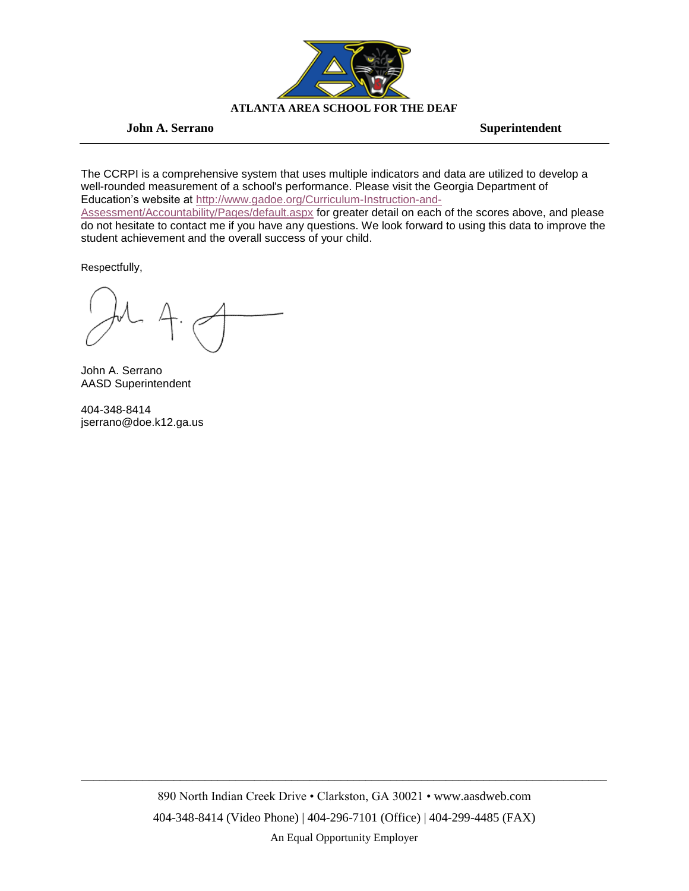**ATLANTA AREA SCHOOL FOR THE DEAF**

**John A. Serrano** **Superintendent**

---

The CCRPI is a comprehensive system that uses multiple indicators and data are utilized to develop a well-rounded measurement of a school's performance. Please visit the Georgia Department of Education's website at http://www.gadoe.org/Curriculum-Instruction-and-Assessment/Accountability/Pages/default.aspx for greater detail on each of the scores above, and please do not hesitate to contact me if you have any questions. We look forward to using this data to improve the student achievement and the overall success of your child.

Respectfully,

John A. Serrano
AASD Superintendent

404-348-8414
jserrano@doe.k12.ga.us

---

890 North Indian Creek Drive • Clarkston, GA 30021 • www.aasdweb.com
404-348-8414 (Video Phone) | 404-296-7101 (Office) | 404-299-4485 (FAX)
An Equal Opportunity Employer